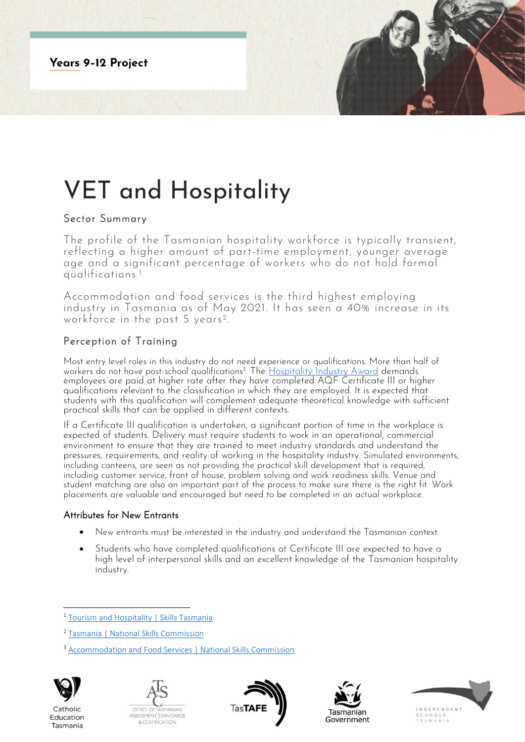Years 9-12 Project

# VET and Hospitality

## Sector Summary

The profile of the Tasmanian hospitality workforce is typically transient, reflecting a higher amount of part-time employment, younger average age and a significant percentage of workers who do not hold formal qualifications.[1]

Accommodation and food services is the third highest employing industry in Tasmania as of May 2021. It has seen a 40% increase in its workforce in the past 5 years[2].

## Perception of Training

Most entry level roles in this industry do not need experience or qualifications. More than half of workers do not have post-school qualifications[3]. The Hospitality Industry Award demands employees are paid at higher rate after they have completed AQF Certificate III or higher qualifications relevant to the classification in which they are employed. It is expected that students with this qualification will complement adequate theoretical knowledge with sufficient practical skills that can be applied in different contexts.

If a Certificate III qualification is undertaken, a significant portion of time in the workplace is expected of students. Delivery must require students to work in an operational, commercial environment to ensure that they are trained to meet industry standards and understand the pressures, requirements, and reality of working in the hospitality industry. Simulated environments, including canteens, are seen as not providing the practical skill development that is required, including customer service, front of house, problem solving and work readiness skills. Venue and student matching are also an important part of the process to make sure there is the right fit. Work placements are valuable and encouraged but need to be completed in an actual workplace.

### Attributes for New Entrants

- New entrants must be interested in the industry and understand the Tasmanian context.
- Students who have completed qualifications at Certificate III are expected to have a high level of interpersonal skills and an excellent knowledge of the Tasmanian hospitality industry.

---

[1] Tourism and Hospitality | Skills Tasmania

[2] Tasmania | National Skills Commission

[3] Accommodation and Food Services | National Skills Commission

Catholic Education Tasmania | Office of Tasmanian Assessment, Standards & Certification | TasTAFE | Tasmanian Government | Independent Schools Tasmania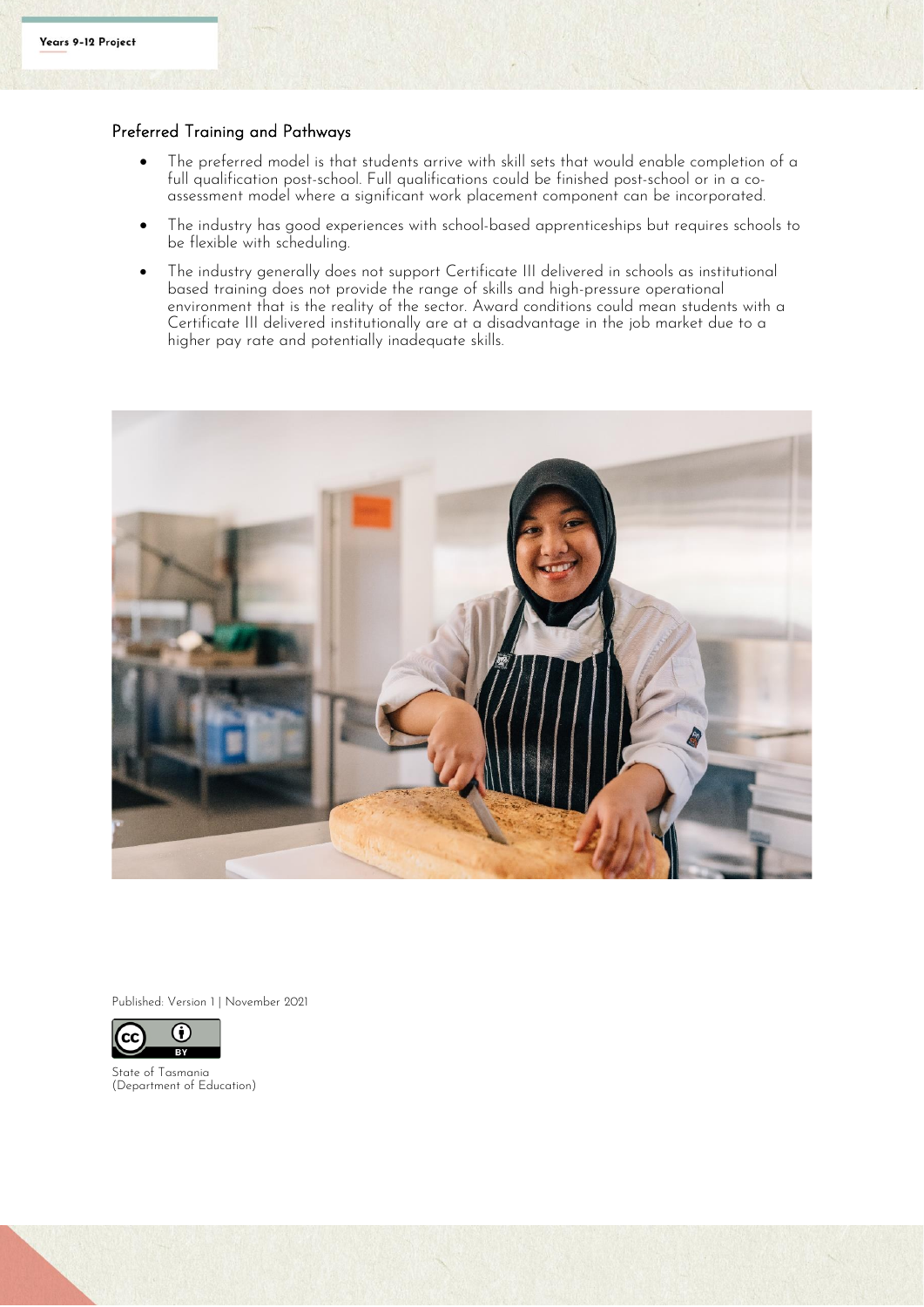## Preferred Training and Pathways

- The preferred model is that students arrive with skill sets that would enable completion of a full qualification post-school. Full qualifications could be finished post-school or in a co-assessment model where a significant work placement component can be incorporated.
- The industry has good experiences with school-based apprenticeships but requires schools to be flexible with scheduling.
- The industry generally does not support Certificate III delivered in schools as institutional based training does not provide the range of skills and high-pressure operational environment that is the reality of the sector. Award conditions could mean students with a Certificate III delivered institutionally are at a disadvantage in the job market due to a higher pay rate and potentially inadequate skills.

Published: Version 1 | November 2021

State of Tasmania
(Department of Education)